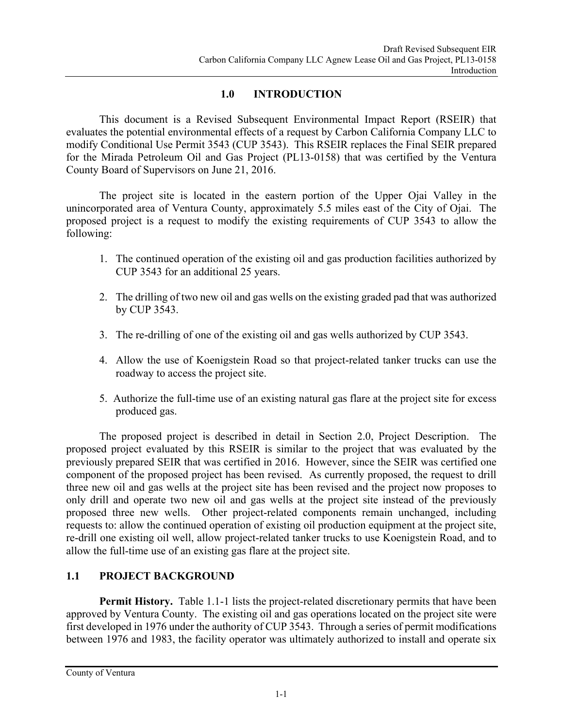# 1.0 INTRODUCTION

This document is a Revised Subsequent Environmental Impact Report (RSEIR) that evaluates the potential environmental effects of a request by Carbon California Company LLC to modify Conditional Use Permit 3543 (CUP 3543). This RSEIR replaces the Final SEIR prepared for the Mirada Petroleum Oil and Gas Project (PL13-0158) that was certified by the Ventura County Board of Supervisors on June 21, 2016.

The project site is located in the eastern portion of the Upper Ojai Valley in the unincorporated area of Ventura County, approximately 5.5 miles east of the City of Ojai. The proposed project is a request to modify the existing requirements of CUP 3543 to allow the following:

1. The continued operation of the existing oil and gas production facilities authorized by CUP 3543 for an additional 25 years.
2. The drilling of two new oil and gas wells on the existing graded pad that was authorized by CUP 3543.
3. The re-drilling of one of the existing oil and gas wells authorized by CUP 3543.
4. Allow the use of Koenigstein Road so that project-related tanker trucks can use the roadway to access the project site.
5. Authorize the full-time use of an existing natural gas flare at the project site for excess produced gas.

The proposed project is described in detail in Section 2.0, Project Description. The proposed project evaluated by this RSEIR is similar to the project that was evaluated by the previously prepared SEIR that was certified in 2016. However, since the SEIR was certified one component of the proposed project has been revised. As currently proposed, the request to drill three new oil and gas wells at the project site has been revised and the project now proposes to only drill and operate two new oil and gas wells at the project site instead of the previously proposed three new wells. Other project-related components remain unchanged, including requests to: allow the continued operation of existing oil production equipment at the project site, re-drill one existing oil well, allow project-related tanker trucks to use Koenigstein Road, and to allow the full-time use of an existing gas flare at the project site.

## 1.1 PROJECT BACKGROUND

**Permit History.** Table 1.1-1 lists the project-related discretionary permits that have been approved by Ventura County. The existing oil and gas operations located on the project site were first developed in 1976 under the authority of CUP 3543. Through a series of permit modifications between 1976 and 1983, the facility operator was ultimately authorized to install and operate six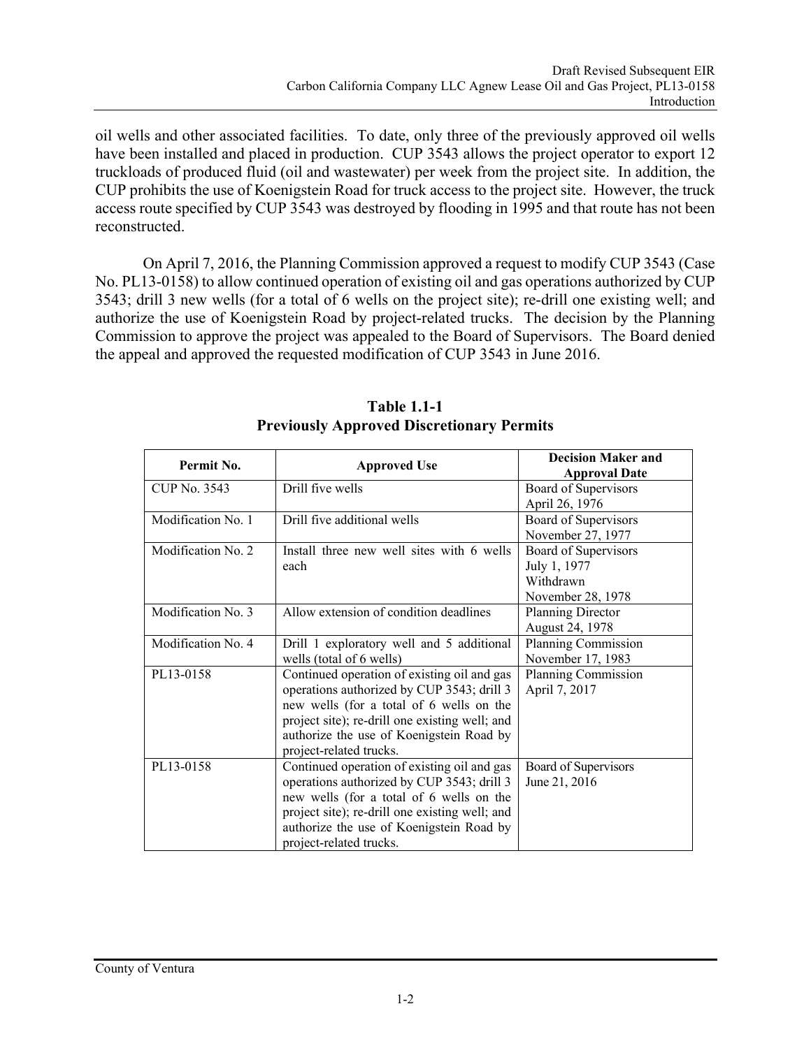oil wells and other associated facilities. To date, only three of the previously approved oil wells have been installed and placed in production. CUP 3543 allows the project operator to export 12 truckloads of produced fluid (oil and wastewater) per week from the project site. In addition, the CUP prohibits the use of Koenigstein Road for truck access to the project site. However, the truck access route specified by CUP 3543 was destroyed by flooding in 1995 and that route has not been reconstructed.

On April 7, 2016, the Planning Commission approved a request to modify CUP 3543 (Case No. PL13-0158) to allow continued operation of existing oil and gas operations authorized by CUP 3543; drill 3 new wells (for a total of 6 wells on the project site); re-drill one existing well; and authorize the use of Koenigstein Road by project-related trucks. The decision by the Planning Commission to approve the project was appealed to the Board of Supervisors. The Board denied the appeal and approved the requested modification of CUP 3543 in June 2016.

**Table 1.1-1**
**Previously Approved Discretionary Permits**

| Permit No. | Approved Use | Decision Maker and Approval Date |
|---|---|---|
| CUP No. 3543 | Drill five wells | Board of Supervisors April 26, 1976 |
| Modification No. 1 | Drill five additional wells | Board of Supervisors November 27, 1977 |
| Modification No. 2 | Install three new well sites with 6 wells each | Board of Supervisors July 1, 1977 Withdrawn November 28, 1978 |
| Modification No. 3 | Allow extension of condition deadlines | Planning Director August 24, 1978 |
| Modification No. 4 | Drill 1 exploratory well and 5 additional wells (total of 6 wells) | Planning Commission November 17, 1983 |
| PL13-0158 | Continued operation of existing oil and gas operations authorized by CUP 3543; drill 3 new wells (for a total of 6 wells on the project site); re-drill one existing well; and authorize the use of Koenigstein Road by project-related trucks. | Planning Commission April 7, 2017 |
| PL13-0158 | Continued operation of existing oil and gas operations authorized by CUP 3543; drill 3 new wells (for a total of 6 wells on the project site); re-drill one existing well; and authorize the use of Koenigstein Road by project-related trucks. | Board of Supervisors June 21, 2016 |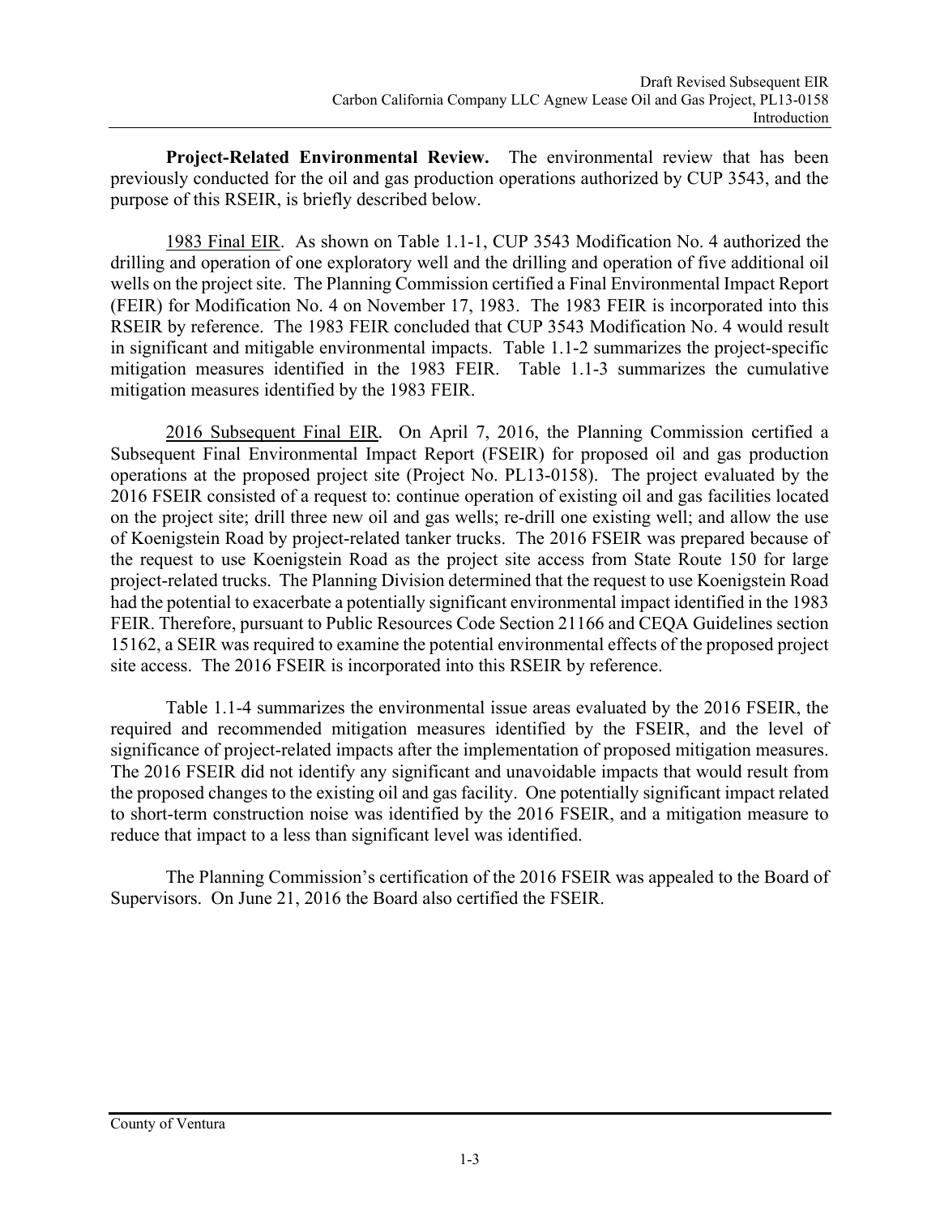**Project-Related Environmental Review.** The environmental review that has been previously conducted for the oil and gas production operations authorized by CUP 3543, and the purpose of this RSEIR, is briefly described below.

<u>1983 Final EIR</u>. As shown on Table 1.1-1, CUP 3543 Modification No. 4 authorized the drilling and operation of one exploratory well and the drilling and operation of five additional oil wells on the project site. The Planning Commission certified a Final Environmental Impact Report (FEIR) for Modification No. 4 on November 17, 1983. The 1983 FEIR is incorporated into this RSEIR by reference. The 1983 FEIR concluded that CUP 3543 Modification No. 4 would result in significant and mitigable environmental impacts. Table 1.1-2 summarizes the project-specific mitigation measures identified in the 1983 FEIR. Table 1.1-3 summarizes the cumulative mitigation measures identified by the 1983 FEIR.

<u>2016 Subsequent Final EIR</u>. On April 7, 2016, the Planning Commission certified a Subsequent Final Environmental Impact Report (FSEIR) for proposed oil and gas production operations at the proposed project site (Project No. PL13-0158). The project evaluated by the 2016 FSEIR consisted of a request to: continue operation of existing oil and gas facilities located on the project site; drill three new oil and gas wells; re-drill one existing well; and allow the use of Koenigstein Road by project-related tanker trucks. The 2016 FSEIR was prepared because of the request to use Koenigstein Road as the project site access from State Route 150 for large project-related trucks. The Planning Division determined that the request to use Koenigstein Road had the potential to exacerbate a potentially significant environmental impact identified in the 1983 FEIR. Therefore, pursuant to Public Resources Code Section 21166 and CEQA Guidelines section 15162, a SEIR was required to examine the potential environmental effects of the proposed project site access. The 2016 FSEIR is incorporated into this RSEIR by reference.

Table 1.1-4 summarizes the environmental issue areas evaluated by the 2016 FSEIR, the required and recommended mitigation measures identified by the FSEIR, and the level of significance of project-related impacts after the implementation of proposed mitigation measures. The 2016 FSEIR did not identify any significant and unavoidable impacts that would result from the proposed changes to the existing oil and gas facility. One potentially significant impact related to short-term construction noise was identified by the 2016 FSEIR, and a mitigation measure to reduce that impact to a less than significant level was identified.

The Planning Commission's certification of the 2016 FSEIR was appealed to the Board of Supervisors. On June 21, 2016 the Board also certified the FSEIR.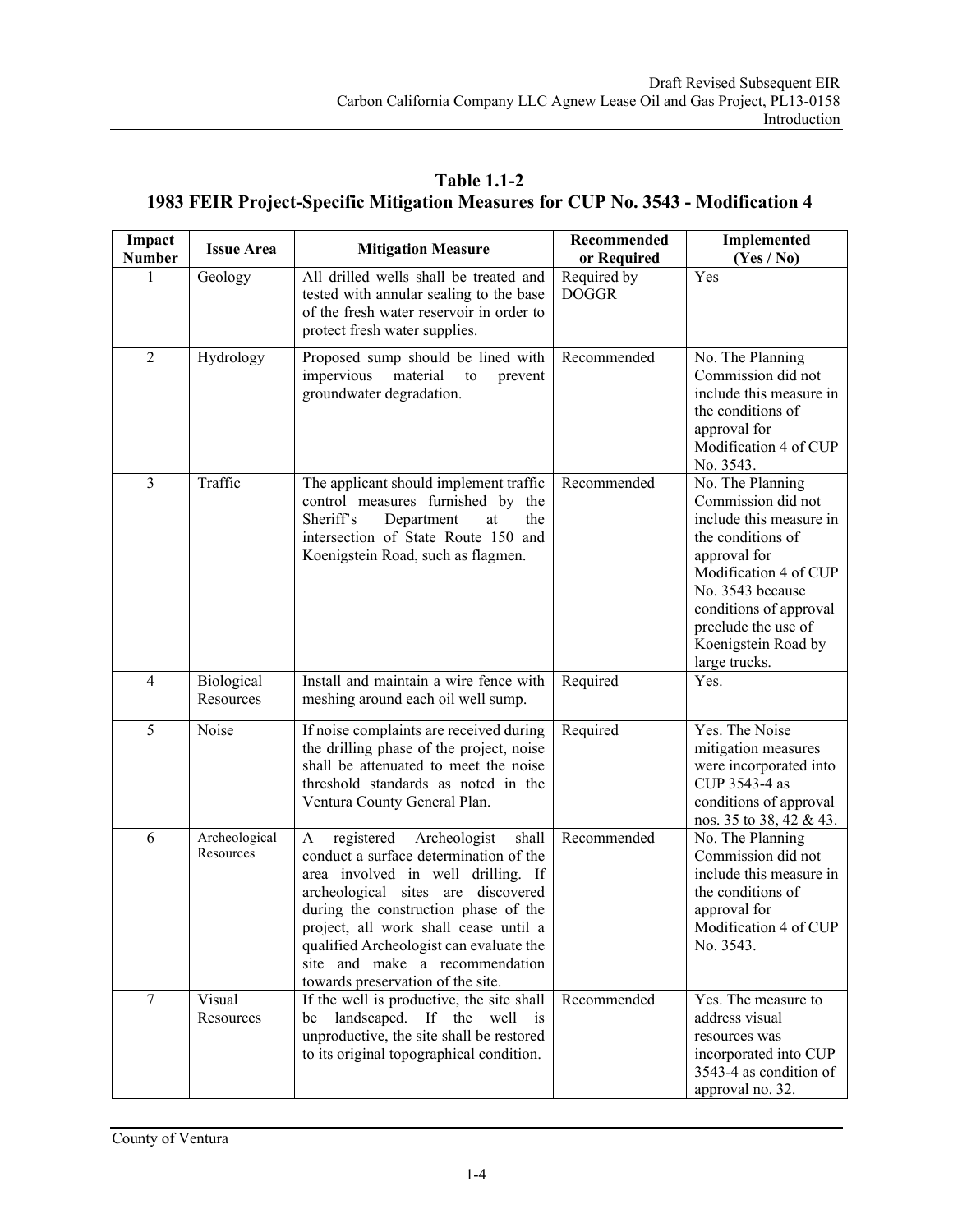**Table 1.1-2**
**1983 FEIR Project-Specific Mitigation Measures for CUP No. 3543 - Modification 4**

| Impact Number | Issue Area | Mitigation Measure | Recommended or Required | Implemented (Yes / No) |
|---|---|---|---|---|
| 1 | Geology | All drilled wells shall be treated and tested with annular sealing to the base of the fresh water reservoir in order to protect fresh water supplies. | Required by DOGGR | Yes |
| 2 | Hydrology | Proposed sump should be lined with impervious material to prevent groundwater degradation. | Recommended | No. The Planning Commission did not include this measure in the conditions of approval for Modification 4 of CUP No. 3543. |
| 3 | Traffic | The applicant should implement traffic control measures furnished by the Sheriff's Department at the intersection of State Route 150 and Koenigstein Road, such as flagmen. | Recommended | No. The Planning Commission did not include this measure in the conditions of approval for Modification 4 of CUP No. 3543 because conditions of approval preclude the use of Koenigstein Road by large trucks. |
| 4 | Biological Resources | Install and maintain a wire fence with meshing around each oil well sump. | Required | Yes. |
| 5 | Noise | If noise complaints are received during the drilling phase of the project, noise shall be attenuated to meet the noise threshold standards as noted in the Ventura County General Plan. | Required | Yes. The Noise mitigation measures were incorporated into CUP 3543-4 as conditions of approval nos. 35 to 38, 42 & 43. |
| 6 | Archeological Resources | A registered Archeologist shall conduct a surface determination of the area involved in well drilling. If archeological sites are discovered during the construction phase of the project, all work shall cease until a qualified Archeologist can evaluate the site and make a recommendation towards preservation of the site. | Recommended | No. The Planning Commission did not include this measure in the conditions of approval for Modification 4 of CUP No. 3543. |
| 7 | Visual Resources | If the well is productive, the site shall be landscaped. If the well is unproductive, the site shall be restored to its original topographical condition. | Recommended | Yes. The measure to address visual resources was incorporated into CUP 3543-4 as condition of approval no. 32. |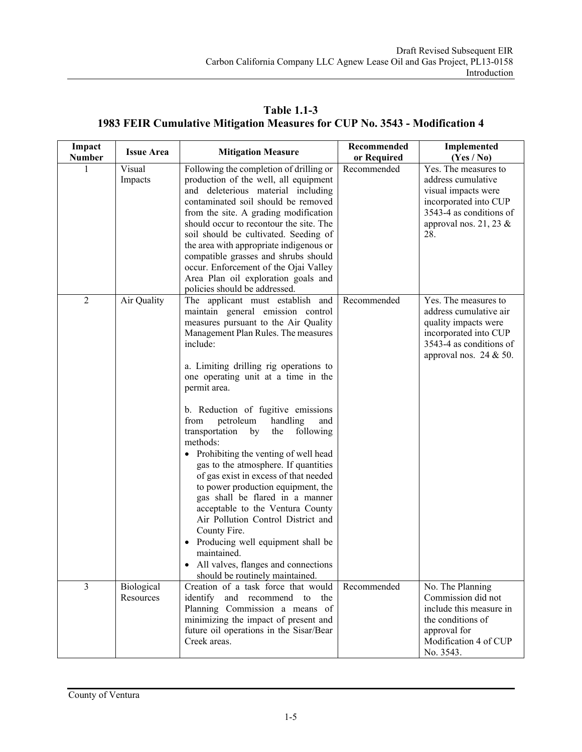**Table 1.1-3**
**1983 FEIR Cumulative Mitigation Measures for CUP No. 3543 - Modification 4**

| Impact Number | Issue Area | Mitigation Measure | Recommended or Required | Implemented (Yes / No) |
|---|---|---|---|---|
| 1 | Visual Impacts | Following the completion of drilling or production of the well, all equipment and deleterious material including contaminated soil should be removed from the site. A grading modification should occur to recontour the site. The soil should be cultivated. Seeding of the area with appropriate indigenous or compatible grasses and shrubs should occur. Enforcement of the Ojai Valley Area Plan oil exploration goals and policies should be addressed. | Recommended | Yes. The measures to address cumulative visual impacts were incorporated into CUP 3543-4 as conditions of approval nos. 21, 23 & 28. |
| 2 | Air Quality | The applicant must establish and maintain general emission control measures pursuant to the Air Quality Management Plan Rules. The measures include:<br><br>a. Limiting drilling rig operations to one operating unit at a time in the permit area.<br><br>b. Reduction of fugitive emissions from petroleum handling and transportation by the following methods:<br>• Prohibiting the venting of well head gas to the atmosphere. If quantities of gas exist in excess of that needed to power production equipment, the gas shall be flared in a manner acceptable to the Ventura County Air Pollution Control District and County Fire.<br>• Producing well equipment shall be maintained.<br>• All valves, flanges and connections should be routinely maintained. | Recommended | Yes. The measures to address cumulative air quality impacts were incorporated into CUP 3543-4 as conditions of approval nos. 24 & 50. |
| 3 | Biological Resources | Creation of a task force that would identify and recommend to the Planning Commission a means of minimizing the impact of present and future oil operations in the Sisar/Bear Creek areas. | Recommended | No. The Planning Commission did not include this measure in the conditions of approval for Modification 4 of CUP No. 3543. |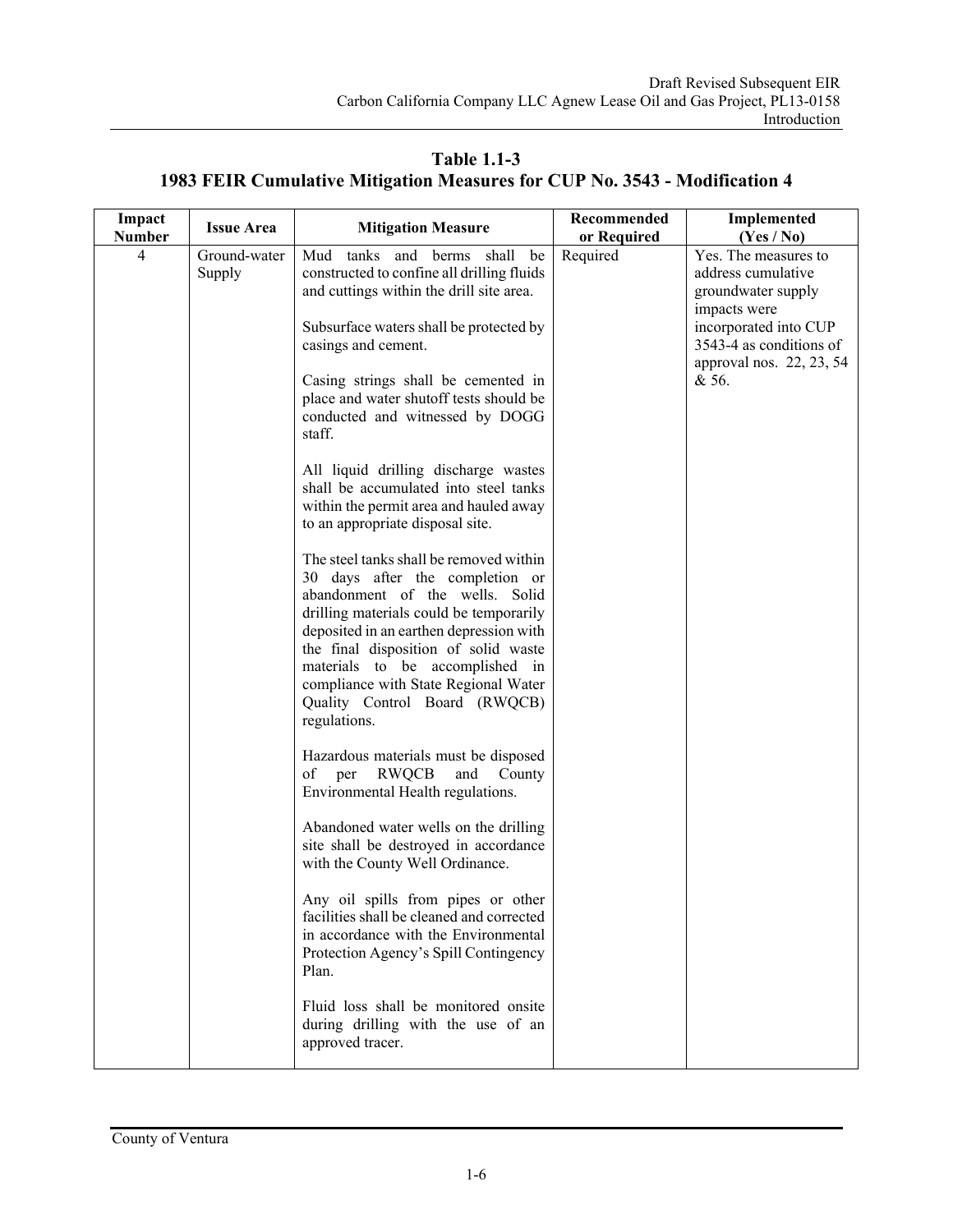**Table 1.1-3**
**1983 FEIR Cumulative Mitigation Measures for CUP No. 3543 - Modification 4**

| Impact Number | Issue Area | Mitigation Measure | Recommended or Required | Implemented (Yes / No) |
|---|---|---|---|---|
| 4 | Ground-water Supply | Mud tanks and berms shall be constructed to confine all drilling fluids and cuttings within the drill site area.<br><br>Subsurface waters shall be protected by casings and cement.<br><br>Casing strings shall be cemented in place and water shutoff tests should be conducted and witnessed by DOGG staff.<br><br>All liquid drilling discharge wastes shall be accumulated into steel tanks within the permit area and hauled away to an appropriate disposal site.<br><br>The steel tanks shall be removed within 30 days after the completion or abandonment of the wells. Solid drilling materials could be temporarily deposited in an earthen depression with the final disposition of solid waste materials to be accomplished in compliance with State Regional Water Quality Control Board (RWQCB) regulations.<br><br>Hazardous materials must be disposed of per RWQCB and County Environmental Health regulations.<br><br>Abandoned water wells on the drilling site shall be destroyed in accordance with the County Well Ordinance.<br><br>Any oil spills from pipes or other facilities shall be cleaned and corrected in accordance with the Environmental Protection Agency's Spill Contingency Plan.<br><br>Fluid loss shall be monitored onsite during drilling with the use of an approved tracer. | Required | Yes. The measures to address cumulative groundwater supply impacts were incorporated into CUP 3543-4 as conditions of approval nos. 22, 23, 54 & 56. |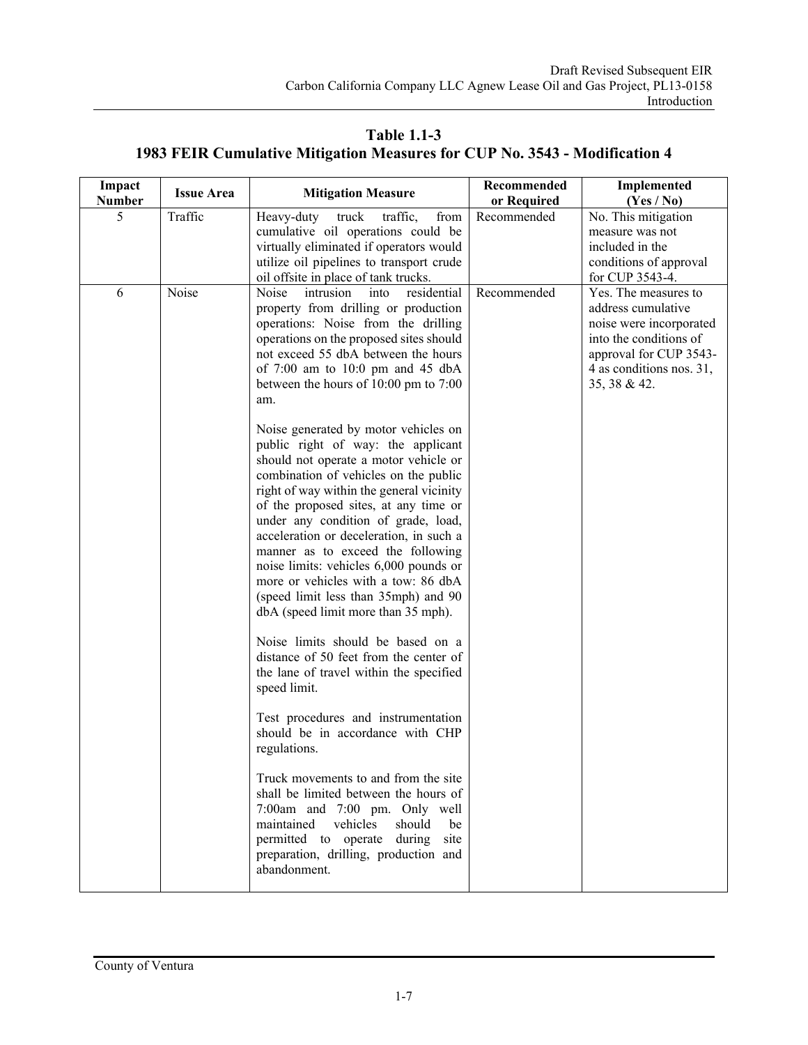**Table 1.1-3**
**1983 FEIR Cumulative Mitigation Measures for CUP No. 3543 - Modification 4**

| Impact Number | Issue Area | Mitigation Measure | Recommended or Required | Implemented (Yes / No) |
|---|---|---|---|---|
| 5 | Traffic | Heavy-duty truck traffic, from cumulative oil operations could be virtually eliminated if operators would utilize oil pipelines to transport crude oil offsite in place of tank trucks. | Recommended | No. This mitigation measure was not included in the conditions of approval for CUP 3543-4. |
| 6 | Noise | Noise intrusion into residential property from drilling or production operations: Noise from the drilling operations on the proposed sites should not exceed 55 dbA between the hours of 7:00 am to 10:0 pm and 45 dbA between the hours of 10:00 pm to 7:00 am.<br><br>Noise generated by motor vehicles on public right of way: the applicant should not operate a motor vehicle or combination of vehicles on the public right of way within the general vicinity of the proposed sites, at any time or under any condition of grade, load, acceleration or deceleration, in such a manner as to exceed the following noise limits: vehicles 6,000 pounds or more or vehicles with a tow: 86 dbA (speed limit less than 35mph) and 90 dbA (speed limit more than 35 mph).<br><br>Noise limits should be based on a distance of 50 feet from the center of the lane of travel within the specified speed limit.<br><br>Test procedures and instrumentation should be in accordance with CHP regulations.<br><br>Truck movements to and from the site shall be limited between the hours of 7:00am and 7:00 pm. Only well maintained vehicles should be permitted to operate during site preparation, drilling, production and abandonment. | Recommended | Yes. The measures to address cumulative noise were incorporated into the conditions of approval for CUP 3543-4 as conditions nos. 31, 35, 38 & 42. |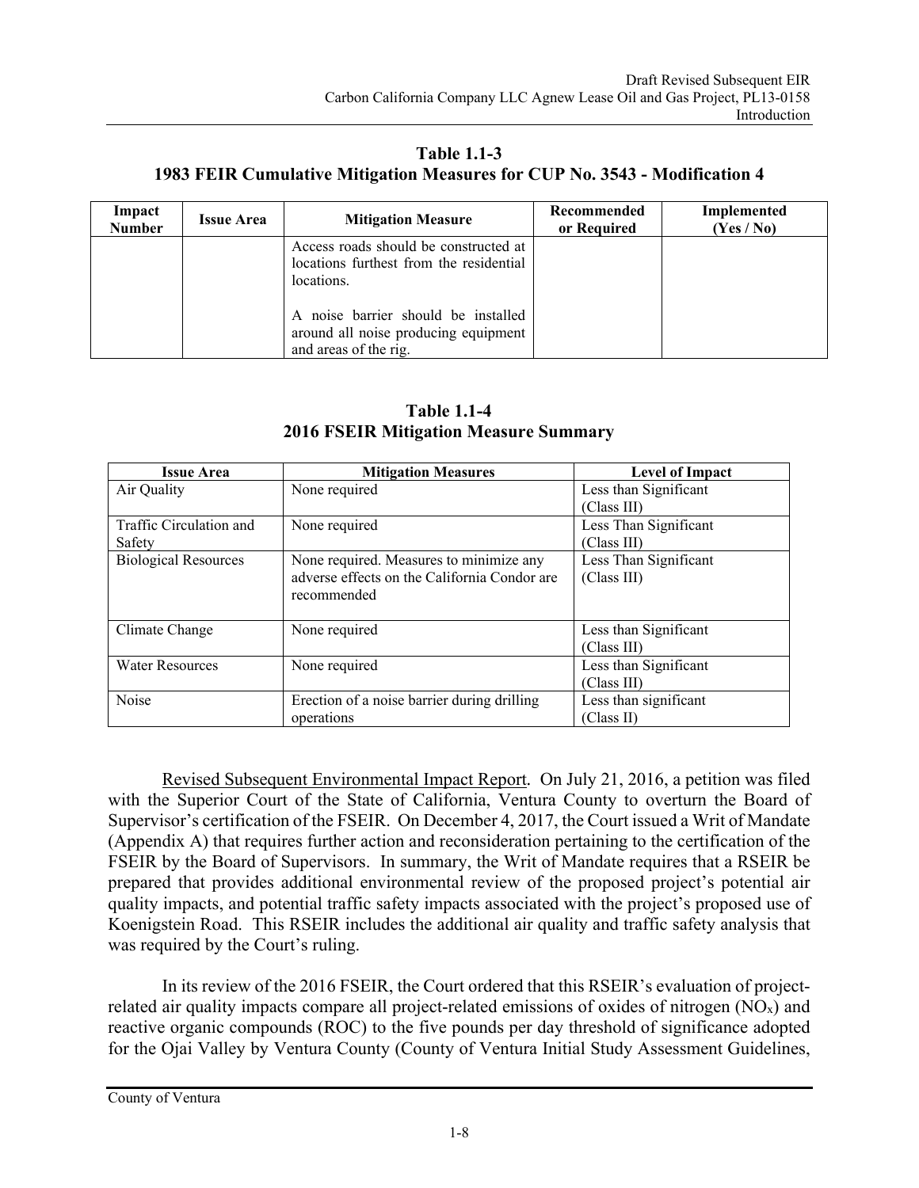**Table 1.1-3**
**1983 FEIR Cumulative Mitigation Measures for CUP No. 3543 - Modification 4**

| Impact Number | Issue Area | Mitigation Measure | Recommended or Required | Implemented (Yes / No) |
|---|---|---|---|---|
| | | Access roads should be constructed at locations furthest from the residential locations.<br><br>A noise barrier should be installed around all noise producing equipment and areas of the rig. | | |

**Table 1.1-4**
**2016 FSEIR Mitigation Measure Summary**

| Issue Area | Mitigation Measures | Level of Impact |
|---|---|---|
| Air Quality | None required | Less than Significant (Class III) |
| Traffic Circulation and Safety | None required | Less Than Significant (Class III) |
| Biological Resources | None required. Measures to minimize any adverse effects on the California Condor are recommended | Less Than Significant (Class III) |
| Climate Change | None required | Less than Significant (Class III) |
| Water Resources | None required | Less than Significant (Class III) |
| Noise | Erection of a noise barrier during drilling operations | Less than significant (Class II) |

Revised Subsequent Environmental Impact Report. On July 21, 2016, a petition was filed with the Superior Court of the State of California, Ventura County to overturn the Board of Supervisor's certification of the FSEIR. On December 4, 2017, the Court issued a Writ of Mandate (Appendix A) that requires further action and reconsideration pertaining to the certification of the FSEIR by the Board of Supervisors. In summary, the Writ of Mandate requires that a RSEIR be prepared that provides additional environmental review of the proposed project's potential air quality impacts, and potential traffic safety impacts associated with the project's proposed use of Koenigstein Road. This RSEIR includes the additional air quality and traffic safety analysis that was required by the Court's ruling.

In its review of the 2016 FSEIR, the Court ordered that this RSEIR's evaluation of project-related air quality impacts compare all project-related emissions of oxides of nitrogen ($NO_x$) and reactive organic compounds (ROC) to the five pounds per day threshold of significance adopted for the Ojai Valley by Ventura County (County of Ventura Initial Study Assessment Guidelines,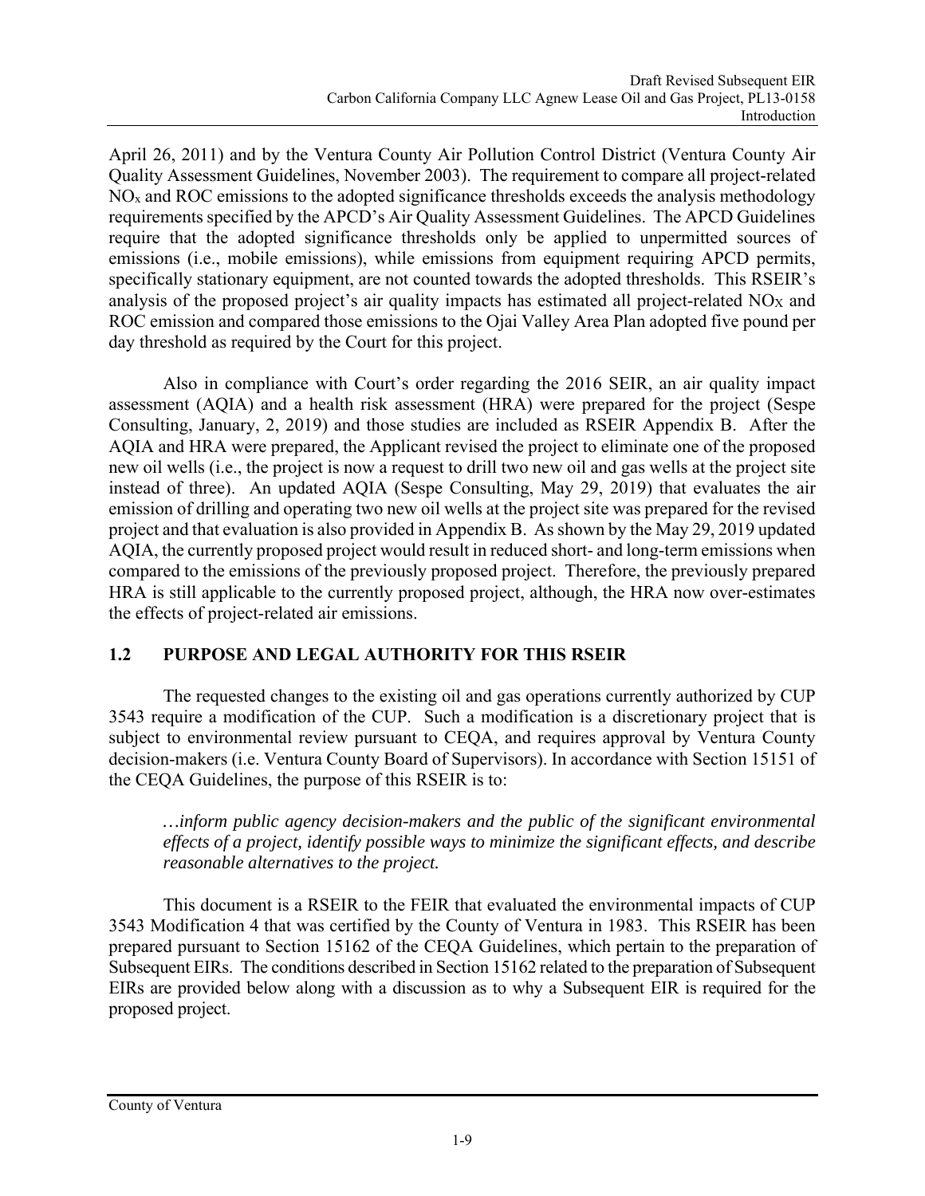April 26, 2011) and by the Ventura County Air Pollution Control District (Ventura County Air Quality Assessment Guidelines, November 2003). The requirement to compare all project-related $NO_x$ and ROC emissions to the adopted significance thresholds exceeds the analysis methodology requirements specified by the APCD's Air Quality Assessment Guidelines. The APCD Guidelines require that the adopted significance thresholds only be applied to unpermitted sources of emissions (i.e., mobile emissions), while emissions from equipment requiring APCD permits, specifically stationary equipment, are not counted towards the adopted thresholds. This RSEIR's analysis of the proposed project's air quality impacts has estimated all project-related $NO_X$ and ROC emission and compared those emissions to the Ojai Valley Area Plan adopted five pound per day threshold as required by the Court for this project.

Also in compliance with Court's order regarding the 2016 SEIR, an air quality impact assessment (AQIA) and a health risk assessment (HRA) were prepared for the project (Sespe Consulting, January, 2, 2019) and those studies are included as RSEIR Appendix B. After the AQIA and HRA were prepared, the Applicant revised the project to eliminate one of the proposed new oil wells (i.e., the project is now a request to drill two new oil and gas wells at the project site instead of three). An updated AQIA (Sespe Consulting, May 29, 2019) that evaluates the air emission of drilling and operating two new oil wells at the project site was prepared for the revised project and that evaluation is also provided in Appendix B. As shown by the May 29, 2019 updated AQIA, the currently proposed project would result in reduced short- and long-term emissions when compared to the emissions of the previously proposed project. Therefore, the previously prepared HRA is still applicable to the currently proposed project, although, the HRA now over-estimates the effects of project-related air emissions.

## 1.2 PURPOSE AND LEGAL AUTHORITY FOR THIS RSEIR

The requested changes to the existing oil and gas operations currently authorized by CUP 3543 require a modification of the CUP. Such a modification is a discretionary project that is subject to environmental review pursuant to CEQA, and requires approval by Ventura County decision-makers (i.e. Ventura County Board of Supervisors). In accordance with Section 15151 of the CEQA Guidelines, the purpose of this RSEIR is to:

*…inform public agency decision-makers and the public of the significant environmental effects of a project, identify possible ways to minimize the significant effects, and describe reasonable alternatives to the project.*

This document is a RSEIR to the FEIR that evaluated the environmental impacts of CUP 3543 Modification 4 that was certified by the County of Ventura in 1983. This RSEIR has been prepared pursuant to Section 15162 of the CEQA Guidelines, which pertain to the preparation of Subsequent EIRs. The conditions described in Section 15162 related to the preparation of Subsequent EIRs are provided below along with a discussion as to why a Subsequent EIR is required for the proposed project.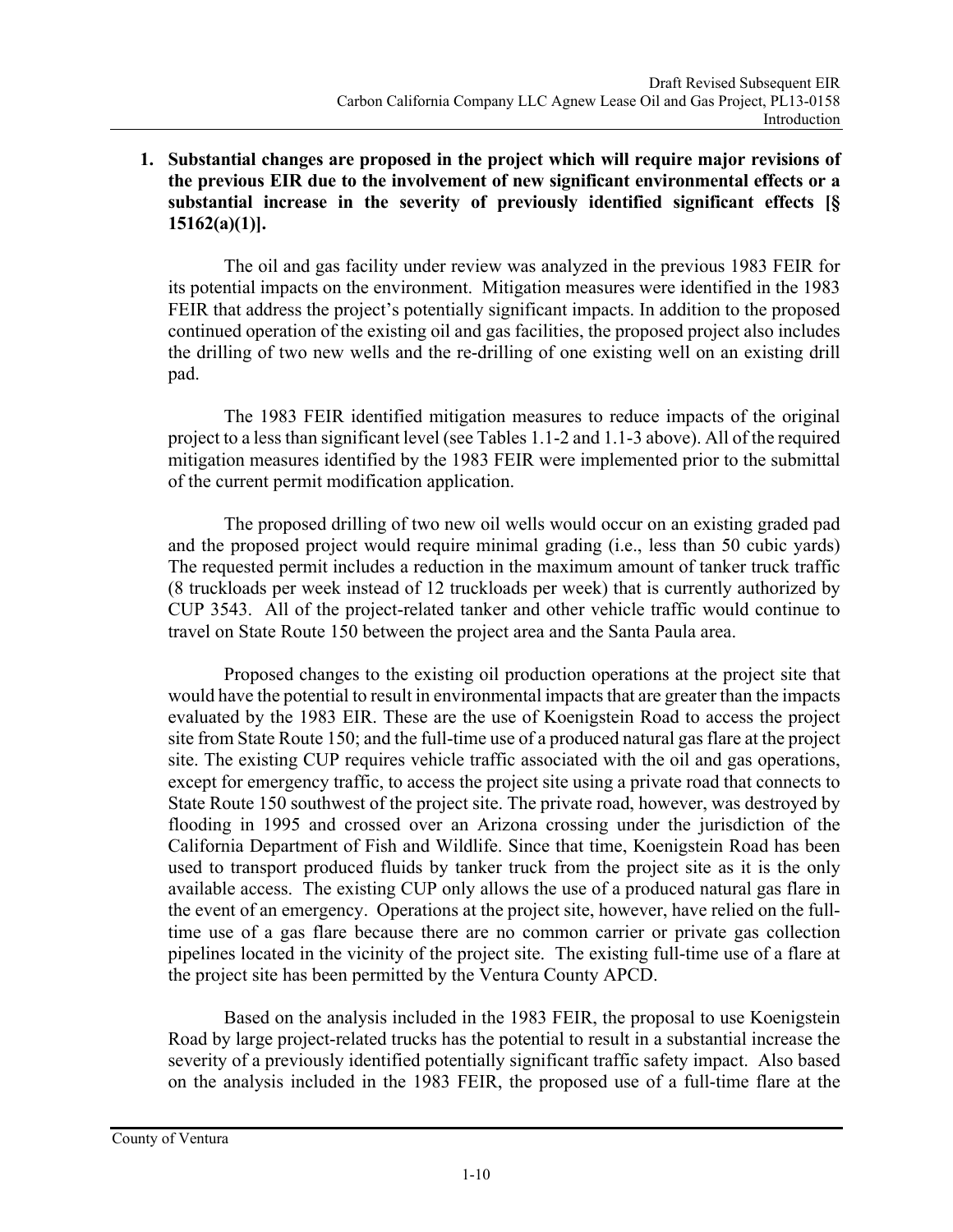**1. Substantial changes are proposed in the project which will require major revisions of the previous EIR due to the involvement of new significant environmental effects or a substantial increase in the severity of previously identified significant effects [§ 15162(a)(1)].**

The oil and gas facility under review was analyzed in the previous 1983 FEIR for its potential impacts on the environment. Mitigation measures were identified in the 1983 FEIR that address the project's potentially significant impacts. In addition to the proposed continued operation of the existing oil and gas facilities, the proposed project also includes the drilling of two new wells and the re-drilling of one existing well on an existing drill pad.

The 1983 FEIR identified mitigation measures to reduce impacts of the original project to a less than significant level (see Tables 1.1-2 and 1.1-3 above). All of the required mitigation measures identified by the 1983 FEIR were implemented prior to the submittal of the current permit modification application.

The proposed drilling of two new oil wells would occur on an existing graded pad and the proposed project would require minimal grading (i.e., less than 50 cubic yards) The requested permit includes a reduction in the maximum amount of tanker truck traffic (8 truckloads per week instead of 12 truckloads per week) that is currently authorized by CUP 3543. All of the project-related tanker and other vehicle traffic would continue to travel on State Route 150 between the project area and the Santa Paula area.

Proposed changes to the existing oil production operations at the project site that would have the potential to result in environmental impacts that are greater than the impacts evaluated by the 1983 EIR. These are the use of Koenigstein Road to access the project site from State Route 150; and the full-time use of a produced natural gas flare at the project site. The existing CUP requires vehicle traffic associated with the oil and gas operations, except for emergency traffic, to access the project site using a private road that connects to State Route 150 southwest of the project site. The private road, however, was destroyed by flooding in 1995 and crossed over an Arizona crossing under the jurisdiction of the California Department of Fish and Wildlife. Since that time, Koenigstein Road has been used to transport produced fluids by tanker truck from the project site as it is the only available access. The existing CUP only allows the use of a produced natural gas flare in the event of an emergency. Operations at the project site, however, have relied on the full-time use of a gas flare because there are no common carrier or private gas collection pipelines located in the vicinity of the project site. The existing full-time use of a flare at the project site has been permitted by the Ventura County APCD.

Based on the analysis included in the 1983 FEIR, the proposal to use Koenigstein Road by large project-related trucks has the potential to result in a substantial increase the severity of a previously identified potentially significant traffic safety impact. Also based on the analysis included in the 1983 FEIR, the proposed use of a full-time flare at the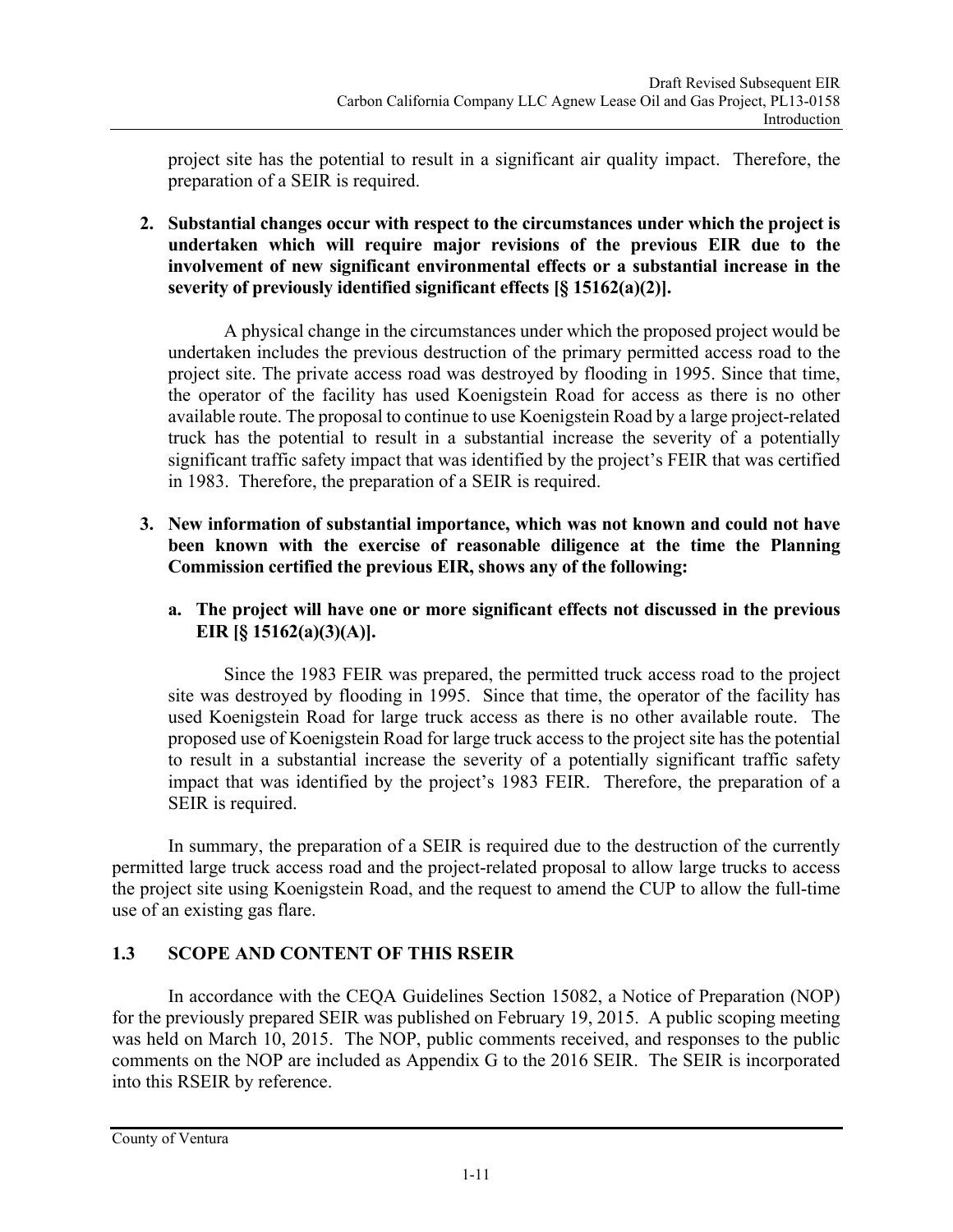project site has the potential to result in a significant air quality impact. Therefore, the preparation of a SEIR is required.

2. **Substantial changes occur with respect to the circumstances under which the project is undertaken which will require major revisions of the previous EIR due to the involvement of new significant environmental effects or a substantial increase in the severity of previously identified significant effects [§ 15162(a)(2)].**

   A physical change in the circumstances under which the proposed project would be undertaken includes the previous destruction of the primary permitted access road to the project site. The private access road was destroyed by flooding in 1995. Since that time, the operator of the facility has used Koenigstein Road for access as there is no other available route. The proposal to continue to use Koenigstein Road by a large project-related truck has the potential to result in a substantial increase the severity of a potentially significant traffic safety impact that was identified by the project's FEIR that was certified in 1983. Therefore, the preparation of a SEIR is required.

3. **New information of substantial importance, which was not known and could not have been known with the exercise of reasonable diligence at the time the Planning Commission certified the previous EIR, shows any of the following:**

   a. **The project will have one or more significant effects not discussed in the previous EIR [§ 15162(a)(3)(A)].**

   Since the 1983 FEIR was prepared, the permitted truck access road to the project site was destroyed by flooding in 1995. Since that time, the operator of the facility has used Koenigstein Road for large truck access as there is no other available route. The proposed use of Koenigstein Road for large truck access to the project site has the potential to result in a substantial increase the severity of a potentially significant traffic safety impact that was identified by the project's 1983 FEIR. Therefore, the preparation of a SEIR is required.

In summary, the preparation of a SEIR is required due to the destruction of the currently permitted large truck access road and the project-related proposal to allow large trucks to access the project site using Koenigstein Road, and the request to amend the CUP to allow the full-time use of an existing gas flare.

## 1.3 SCOPE AND CONTENT OF THIS RSEIR

In accordance with the CEQA Guidelines Section 15082, a Notice of Preparation (NOP) for the previously prepared SEIR was published on February 19, 2015. A public scoping meeting was held on March 10, 2015. The NOP, public comments received, and responses to the public comments on the NOP are included as Appendix G to the 2016 SEIR. The SEIR is incorporated into this RSEIR by reference.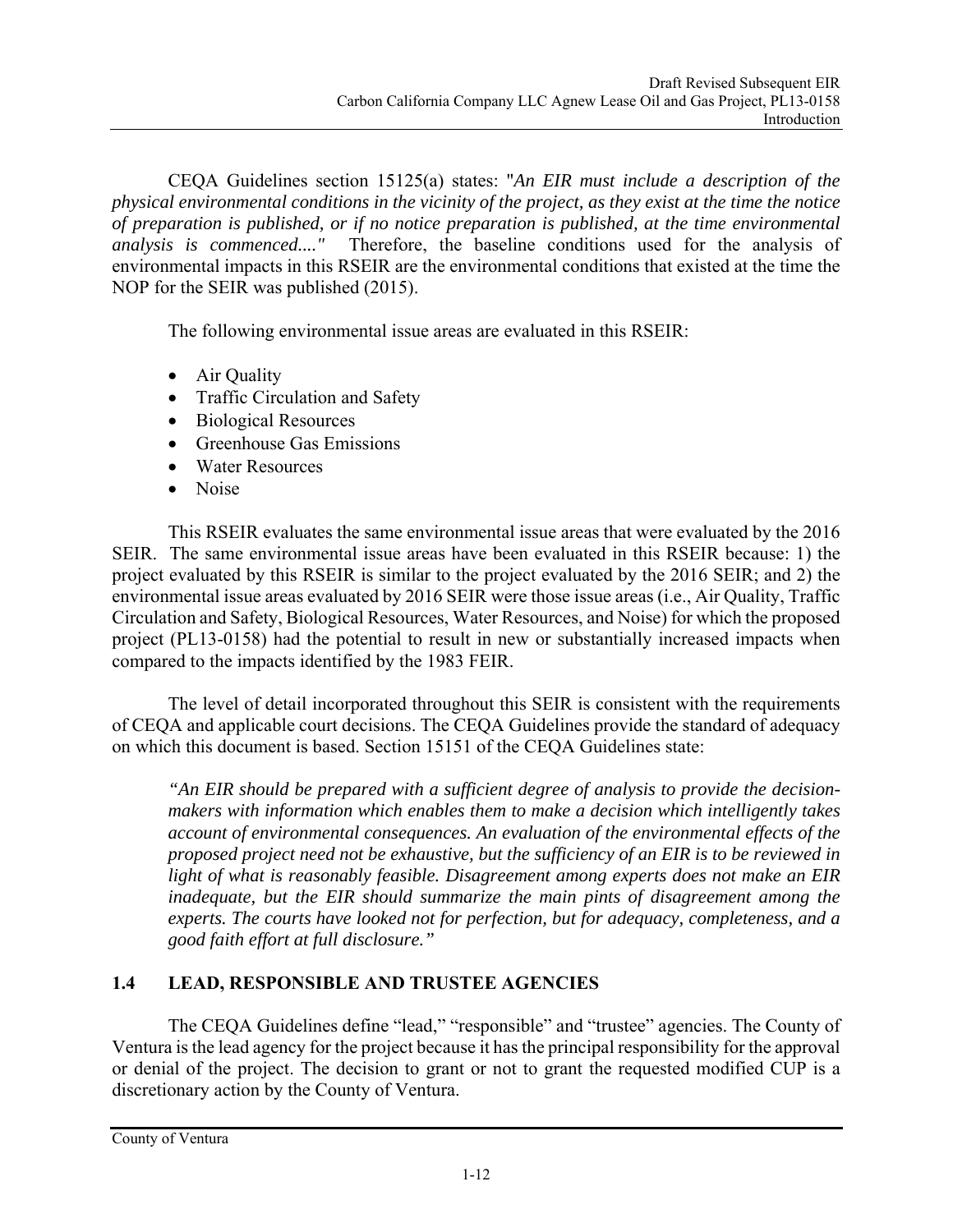CEQA Guidelines section 15125(a) states: "*An EIR must include a description of the physical environmental conditions in the vicinity of the project, as they exist at the time the notice of preparation is published, or if no notice preparation is published, at the time environmental analysis is commenced...."* Therefore, the baseline conditions used for the analysis of environmental impacts in this RSEIR are the environmental conditions that existed at the time the NOP for the SEIR was published (2015).

The following environmental issue areas are evaluated in this RSEIR:

- Air Quality
- Traffic Circulation and Safety
- Biological Resources
- Greenhouse Gas Emissions
- Water Resources
- Noise

This RSEIR evaluates the same environmental issue areas that were evaluated by the 2016 SEIR. The same environmental issue areas have been evaluated in this RSEIR because: 1) the project evaluated by this RSEIR is similar to the project evaluated by the 2016 SEIR; and 2) the environmental issue areas evaluated by 2016 SEIR were those issue areas (i.e., Air Quality, Traffic Circulation and Safety, Biological Resources, Water Resources, and Noise) for which the proposed project (PL13-0158) had the potential to result in new or substantially increased impacts when compared to the impacts identified by the 1983 FEIR.

The level of detail incorporated throughout this SEIR is consistent with the requirements of CEQA and applicable court decisions. The CEQA Guidelines provide the standard of adequacy on which this document is based. Section 15151 of the CEQA Guidelines state:

*"An EIR should be prepared with a sufficient degree of analysis to provide the decision-makers with information which enables them to make a decision which intelligently takes account of environmental consequences. An evaluation of the environmental effects of the proposed project need not be exhaustive, but the sufficiency of an EIR is to be reviewed in light of what is reasonably feasible. Disagreement among experts does not make an EIR inadequate, but the EIR should summarize the main pints of disagreement among the experts. The courts have looked not for perfection, but for adequacy, completeness, and a good faith effort at full disclosure."*

## 1.4 LEAD, RESPONSIBLE AND TRUSTEE AGENCIES

The CEQA Guidelines define "lead," "responsible" and "trustee" agencies. The County of Ventura is the lead agency for the project because it has the principal responsibility for the approval or denial of the project. The decision to grant or not to grant the requested modified CUP is a discretionary action by the County of Ventura.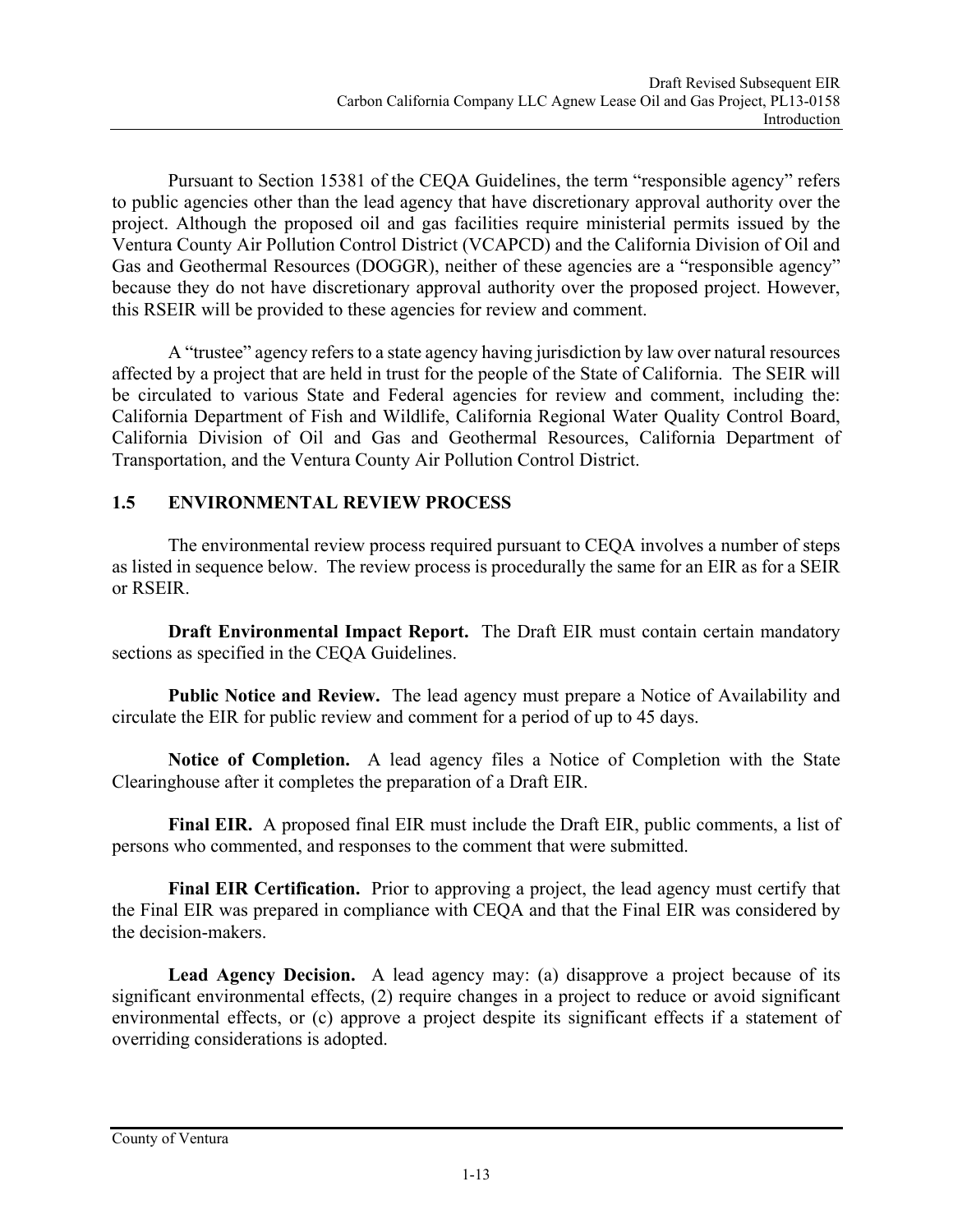Pursuant to Section 15381 of the CEQA Guidelines, the term "responsible agency" refers to public agencies other than the lead agency that have discretionary approval authority over the project. Although the proposed oil and gas facilities require ministerial permits issued by the Ventura County Air Pollution Control District (VCAPCD) and the California Division of Oil and Gas and Geothermal Resources (DOGGR), neither of these agencies are a "responsible agency" because they do not have discretionary approval authority over the proposed project. However, this RSEIR will be provided to these agencies for review and comment.

A "trustee" agency refers to a state agency having jurisdiction by law over natural resources affected by a project that are held in trust for the people of the State of California. The SEIR will be circulated to various State and Federal agencies for review and comment, including the: California Department of Fish and Wildlife, California Regional Water Quality Control Board, California Division of Oil and Gas and Geothermal Resources, California Department of Transportation, and the Ventura County Air Pollution Control District.

## 1.5 ENVIRONMENTAL REVIEW PROCESS

The environmental review process required pursuant to CEQA involves a number of steps as listed in sequence below. The review process is procedurally the same for an EIR as for a SEIR or RSEIR.

**Draft Environmental Impact Report.** The Draft EIR must contain certain mandatory sections as specified in the CEQA Guidelines.

**Public Notice and Review.** The lead agency must prepare a Notice of Availability and circulate the EIR for public review and comment for a period of up to 45 days.

**Notice of Completion.** A lead agency files a Notice of Completion with the State Clearinghouse after it completes the preparation of a Draft EIR.

**Final EIR.** A proposed final EIR must include the Draft EIR, public comments, a list of persons who commented, and responses to the comment that were submitted.

**Final EIR Certification.** Prior to approving a project, the lead agency must certify that the Final EIR was prepared in compliance with CEQA and that the Final EIR was considered by the decision-makers.

**Lead Agency Decision.** A lead agency may: (a) disapprove a project because of its significant environmental effects, (2) require changes in a project to reduce or avoid significant environmental effects, or (c) approve a project despite its significant effects if a statement of overriding considerations is adopted.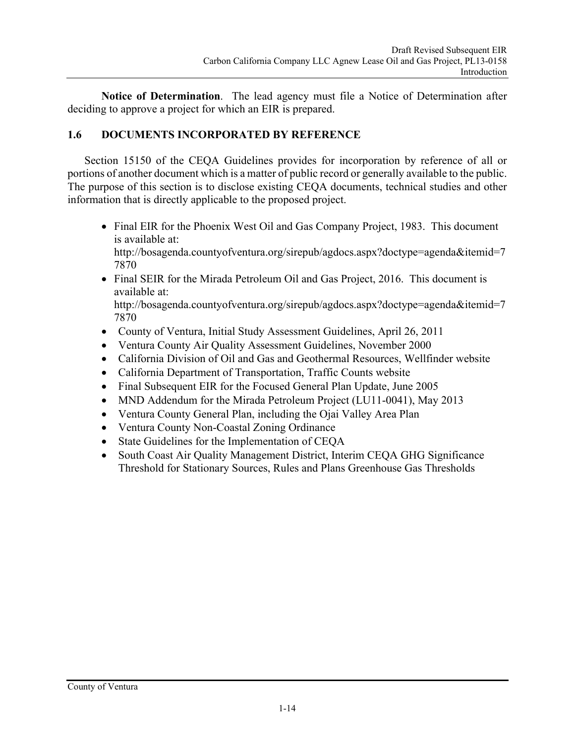**Notice of Determination**. The lead agency must file a Notice of Determination after deciding to approve a project for which an EIR is prepared.

## 1.6 DOCUMENTS INCORPORATED BY REFERENCE

Section 15150 of the CEQA Guidelines provides for incorporation by reference of all or portions of another document which is a matter of public record or generally available to the public. The purpose of this section is to disclose existing CEQA documents, technical studies and other information that is directly applicable to the proposed project.

- Final EIR for the Phoenix West Oil and Gas Company Project, 1983. This document is available at: http://bosagenda.countyofventura.org/sirepub/agdocs.aspx?doctype=agenda&itemid=77870
- Final SEIR for the Mirada Petroleum Oil and Gas Project, 2016. This document is available at: http://bosagenda.countyofventura.org/sirepub/agdocs.aspx?doctype=agenda&itemid=77870
- County of Ventura, Initial Study Assessment Guidelines, April 26, 2011
- Ventura County Air Quality Assessment Guidelines, November 2000
- California Division of Oil and Gas and Geothermal Resources, Wellfinder website
- California Department of Transportation, Traffic Counts website
- Final Subsequent EIR for the Focused General Plan Update, June 2005
- MND Addendum for the Mirada Petroleum Project (LU11-0041), May 2013
- Ventura County General Plan, including the Ojai Valley Area Plan
- Ventura County Non-Coastal Zoning Ordinance
- State Guidelines for the Implementation of CEQA
- South Coast Air Quality Management District, Interim CEQA GHG Significance Threshold for Stationary Sources, Rules and Plans Greenhouse Gas Thresholds